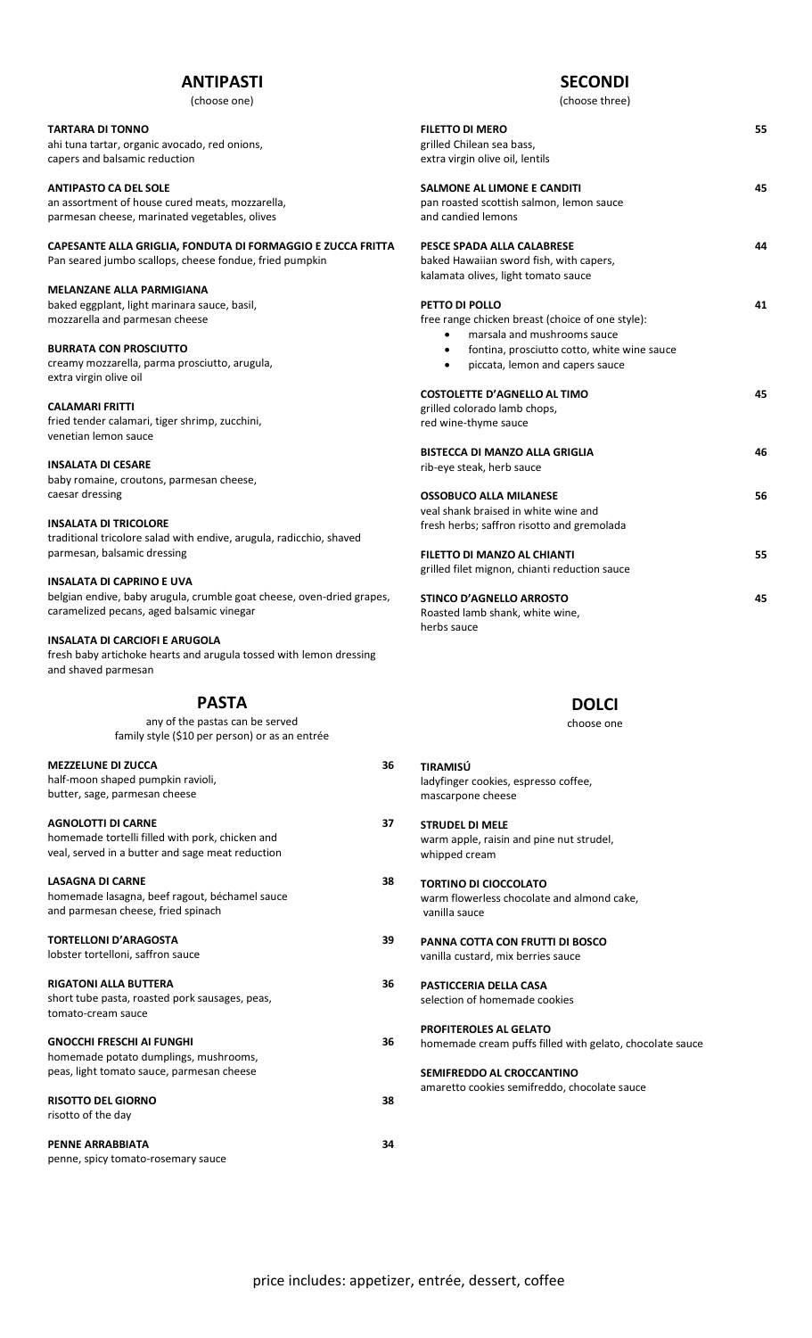## ANTIPASTI

(choose one)

**TARTARA DI TONNO**
ahi tuna tartar, organic avocado, red onions, capers and balsamic reduction

**ANTIPASTO CA DEL SOLE**
an assortment of house cured meats, mozzarella, parmesan cheese, marinated vegetables, olives

**CAPESANTE ALLA GRIGLIA, FONDUTA DI FORMAGGIO E ZUCCA FRITTA**
Pan seared jumbo scallops, cheese fondue, fried pumpkin

**MELANZANE ALLA PARMIGIANA**
baked eggplant, light marinara sauce, basil, mozzarella and parmesan cheese

**BURRATA CON PROSCIUTTO**
creamy mozzarella, parma prosciutto, arugula, extra virgin olive oil

**CALAMARI FRITTI**
fried tender calamari, tiger shrimp, zucchini, venetian lemon sauce

**INSALATA DI CESARE**
baby romaine, croutons, parmesan cheese, caesar dressing

**INSALATA DI TRICOLORE**
traditional tricolore salad with endive, arugula, radicchio, shaved parmesan, balsamic dressing

**INSALATA DI CAPRINO E UVA**
belgian endive, baby arugula, crumble goat cheese, oven-dried grapes, caramelized pecans, aged balsamic vinegar

**INSALATA DI CARCIOFI E ARUGOLA**
fresh baby artichoke hearts and arugula tossed with lemon dressing and shaved parmesan

## SECONDI

(choose three)

**FILETTO DI MERO** — 55
grilled Chilean sea bass, extra virgin olive oil, lentils

**SALMONE AL LIMONE E CANDITI** — 45
pan roasted scottish salmon, lemon sauce and candied lemons

**PESCE SPADA ALLA CALABRESE** — 44
baked Hawaiian sword fish, with capers, kalamata olives, light tomato sauce

**PETTO DI POLLO** — 41
free range chicken breast (choice of one style):
- marsala and mushrooms sauce
- fontina, prosciutto cotto, white wine sauce
- piccata, lemon and capers sauce

**COSTOLETTE D'AGNELLO AL TIMO** — 45
grilled colorado lamb chops, red wine-thyme sauce

**BISTECCA DI MANZO ALLA GRIGLIA** — 46
rib-eye steak, herb sauce

**OSSOBUCO ALLA MILANESE** — 56
veal shank braised in white wine and fresh herbs; saffron risotto and gremolada

**FILETTO DI MANZO AL CHIANTI** — 55
grilled filet mignon, chianti reduction sauce

**STINCO D'AGNELLO ARROSTO** — 45
Roasted lamb shank, white wine, herbs sauce

## PASTA

any of the pastas can be served family style ($10 per person) or as an entrée

**MEZZELUNE DI ZUCCA** — 36
half-moon shaped pumpkin ravioli, butter, sage, parmesan cheese

**AGNOLOTTI DI CARNE** — 37
homemade tortelli filled with pork, chicken and veal, served in a butter and sage meat reduction

**LASAGNA DI CARNE** — 38
homemade lasagna, beef ragout, béchamel sauce and parmesan cheese, fried spinach

**TORTELLONI D'ARAGOSTA** — 39
lobster tortelloni, saffron sauce

**RIGATONI ALLA BUTTERA** — 36
short tube pasta, roasted pork sausages, peas, tomato-cream sauce

**GNOCCHI FRESCHI AI FUNGHI** — 36
homemade potato dumplings, mushrooms, peas, light tomato sauce, parmesan cheese

**RISOTTO DEL GIORNO** — 38
risotto of the day

**PENNE ARRABBIATA** — 34
penne, spicy tomato-rosemary sauce

## DOLCI

choose one

**TIRAMISÚ**
ladyfinger cookies, espresso coffee, mascarpone cheese

**STRUDEL DI MELE**
warm apple, raisin and pine nut strudel, whipped cream

**TORTINO DI CIOCCOLATO**
warm flowerless chocolate and almond cake, vanilla sauce

**PANNA COTTA CON FRUTTI DI BOSCO**
vanilla custard, mix berries sauce

**PASTICCERIA DELLA CASA**
selection of homemade cookies

**PROFITEROLES AL GELATO**
homemade cream puffs filled with gelato, chocolate sauce

**SEMIFREDDO AL CROCCANTINO**
amaretto cookies semifreddo, chocolate sauce

price includes: appetizer, entrée, dessert, coffee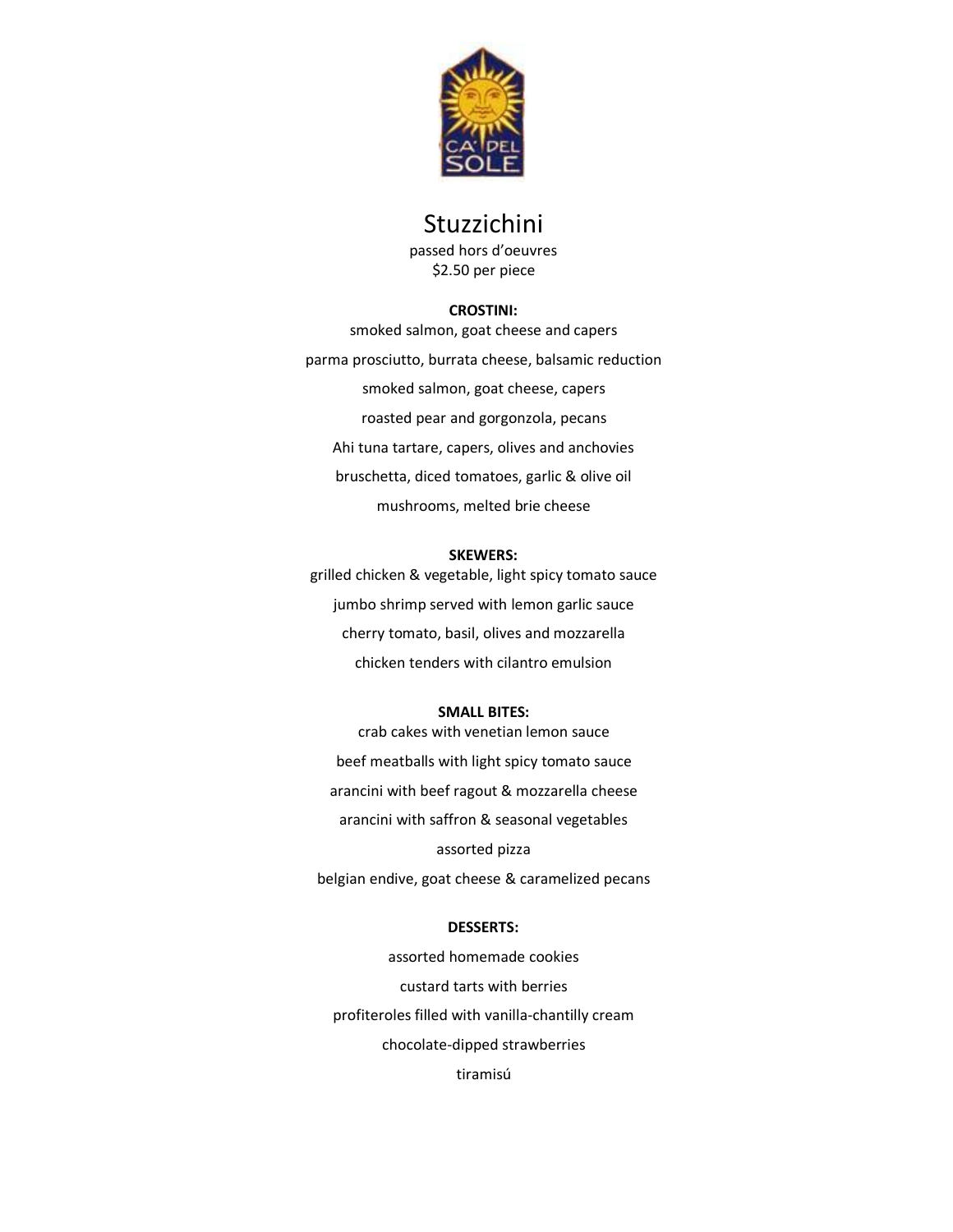CA' DEL SOLE

# Stuzzichini

passed hors d'oeuvres
$2.50 per piece

**CROSTINI:**

smoked salmon, goat cheese and capers

parma prosciutto, burrata cheese, balsamic reduction

smoked salmon, goat cheese, capers

roasted pear and gorgonzola, pecans

Ahi tuna tartare, capers, olives and anchovies

bruschetta, diced tomatoes, garlic & olive oil

mushrooms, melted brie cheese

**SKEWERS:**

grilled chicken & vegetable, light spicy tomato sauce

jumbo shrimp served with lemon garlic sauce

cherry tomato, basil, olives and mozzarella

chicken tenders with cilantro emulsion

**SMALL BITES:**

crab cakes with venetian lemon sauce

beef meatballs with light spicy tomato sauce

arancini with beef ragout & mozzarella cheese

arancini with saffron & seasonal vegetables

assorted pizza

belgian endive, goat cheese & caramelized pecans

**DESSERTS:**

assorted homemade cookies

custard tarts with berries

profiteroles filled with vanilla-chantilly cream

chocolate-dipped strawberries

tiramisú